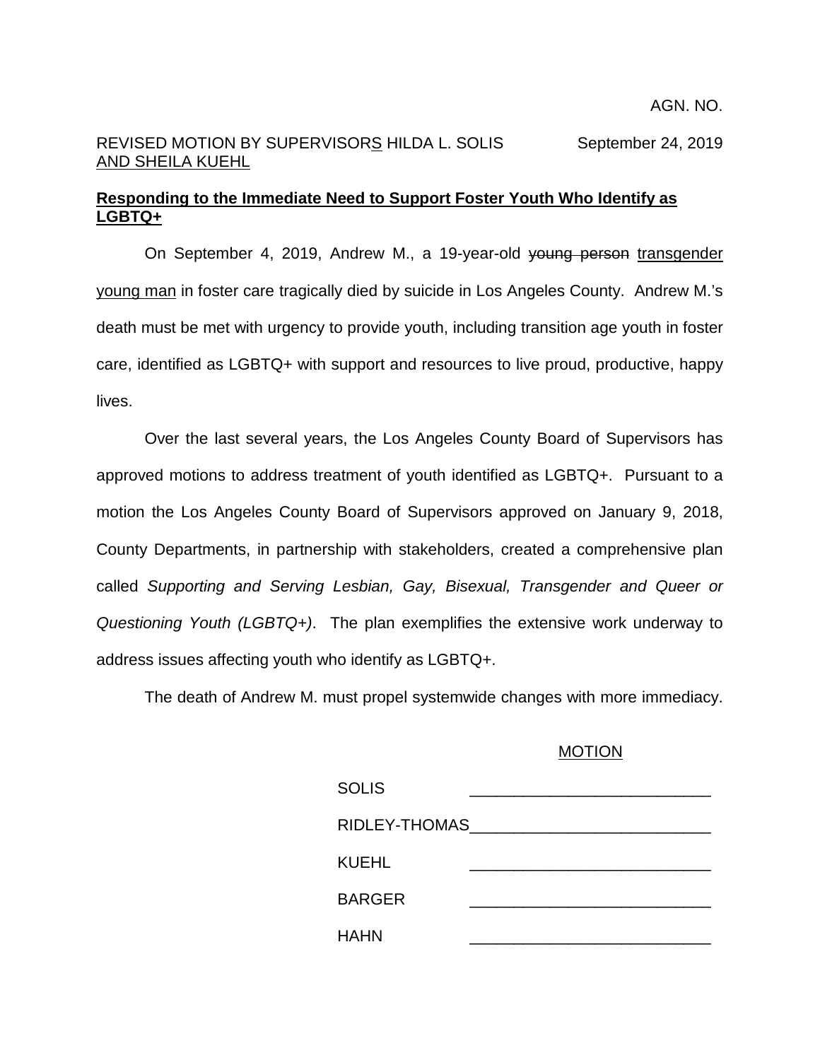AGN. NO.

REVISED MOTION BY SUPERVISORS HILDA L. SOLIS AND SHEILA KUEHL

September 24, 2019

**Responding to the Immediate Need to Support Foster Youth Who Identify as LGBTQ+**

On September 4, 2019, Andrew M., a 19-year-old ~~young person~~ transgender young man in foster care tragically died by suicide in Los Angeles County. Andrew M.'s death must be met with urgency to provide youth, including transition age youth in foster care, identified as LGBTQ+ with support and resources to live proud, productive, happy lives.

Over the last several years, the Los Angeles County Board of Supervisors has approved motions to address treatment of youth identified as LGBTQ+. Pursuant to a motion the Los Angeles County Board of Supervisors approved on January 9, 2018, County Departments, in partnership with stakeholders, created a comprehensive plan called *Supporting and Serving Lesbian, Gay, Bisexual, Transgender and Queer or Questioning Youth (LGBTQ+)*. The plan exemplifies the extensive work underway to address issues affecting youth who identify as LGBTQ+.

The death of Andrew M. must propel systemwide changes with more immediacy.

MOTION

| | |
|---|---|
| SOLIS | ____________________ |
| RIDLEY-THOMAS | ____________________ |
| KUEHL | ____________________ |
| BARGER | ____________________ |
| HAHN | ____________________ |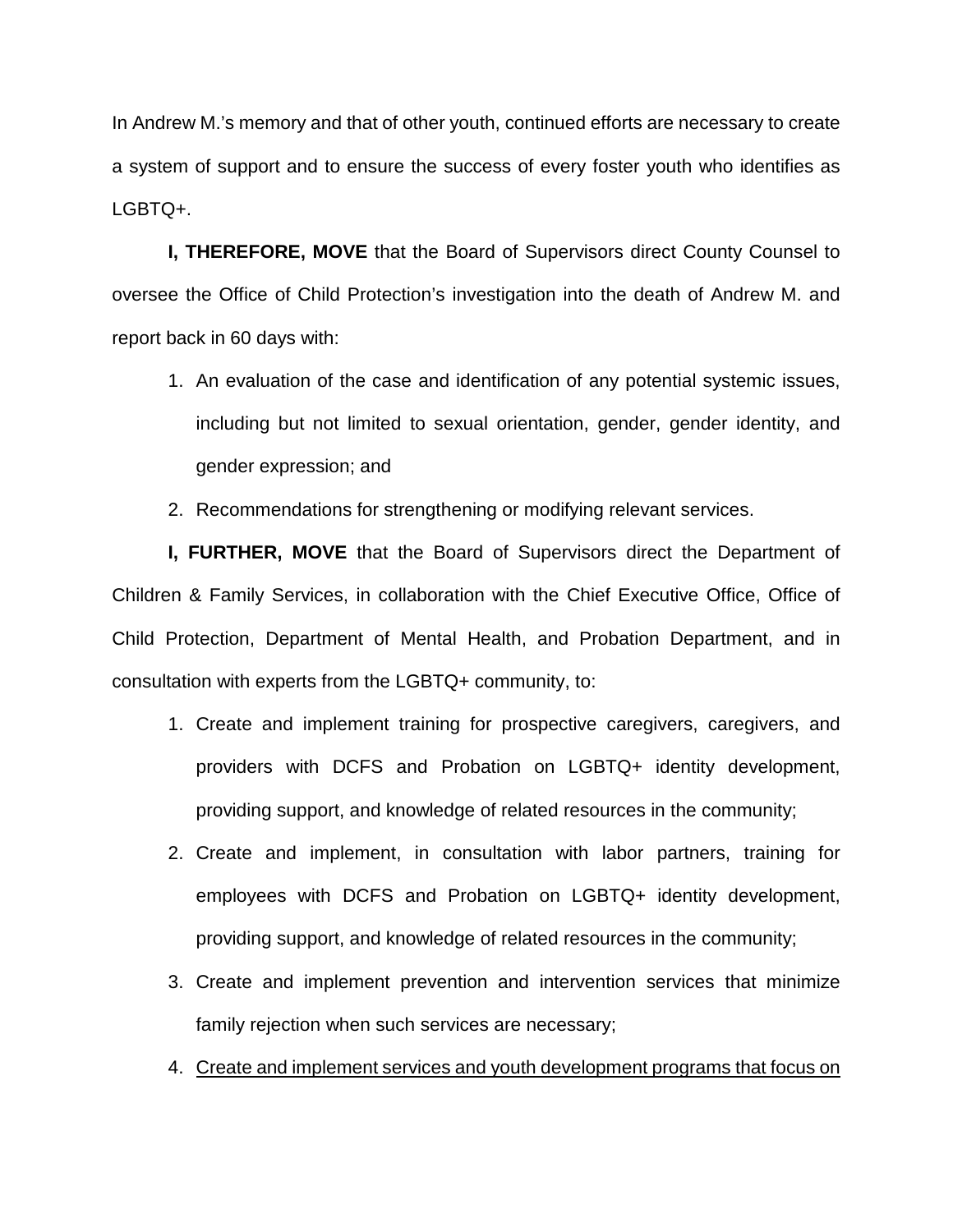In Andrew M.'s memory and that of other youth, continued efforts are necessary to create a system of support and to ensure the success of every foster youth who identifies as LGBTQ+.

**I, THEREFORE, MOVE** that the Board of Supervisors direct County Counsel to oversee the Office of Child Protection's investigation into the death of Andrew M. and report back in 60 days with:

1. An evaluation of the case and identification of any potential systemic issues, including but not limited to sexual orientation, gender, gender identity, and gender expression; and
2. Recommendations for strengthening or modifying relevant services.

**I, FURTHER, MOVE** that the Board of Supervisors direct the Department of Children & Family Services, in collaboration with the Chief Executive Office, Office of Child Protection, Department of Mental Health, and Probation Department, and in consultation with experts from the LGBTQ+ community, to:

1. Create and implement training for prospective caregivers, caregivers, and providers with DCFS and Probation on LGBTQ+ identity development, providing support, and knowledge of related resources in the community;
2. Create and implement, in consultation with labor partners, training for employees with DCFS and Probation on LGBTQ+ identity development, providing support, and knowledge of related resources in the community;
3. Create and implement prevention and intervention services that minimize family rejection when such services are necessary;
4. <u>Create and implement services and youth development programs that focus on</u>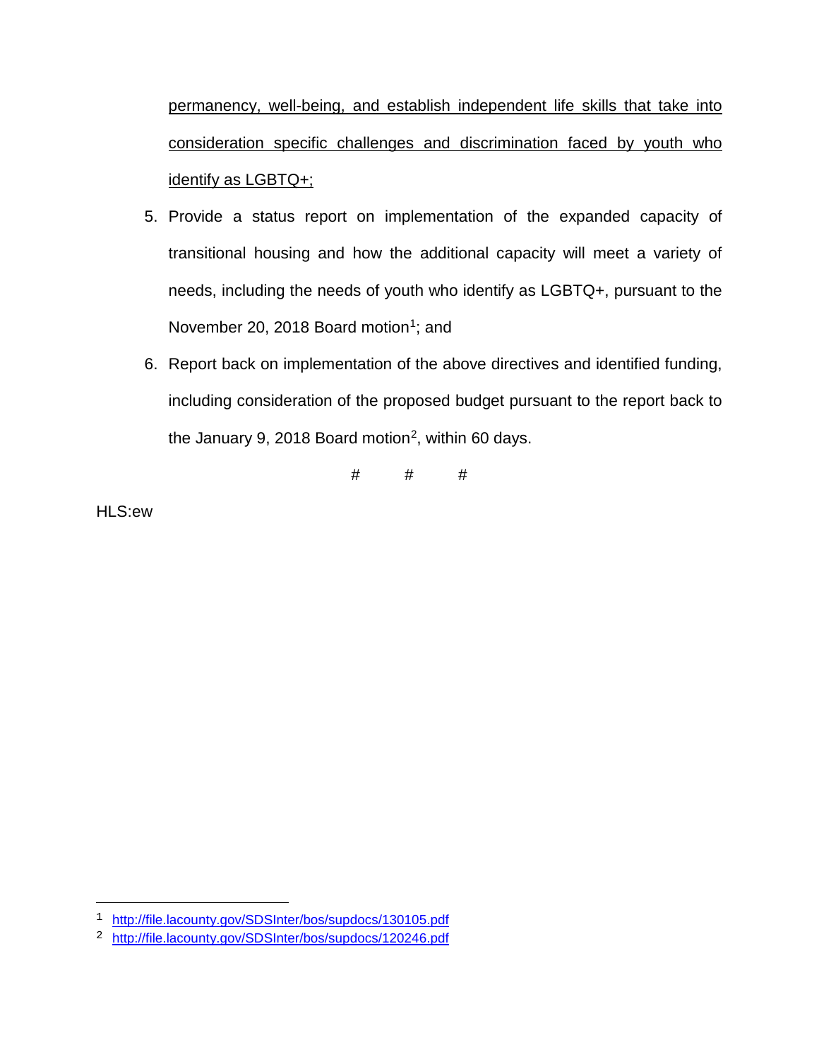permanency, well-being, and establish independent life skills that take into consideration specific challenges and discrimination faced by youth who identify as LGBTQ+;

5. Provide a status report on implementation of the expanded capacity of transitional housing and how the additional capacity will meet a variety of needs, including the needs of youth who identify as LGBTQ+, pursuant to the November 20, 2018 Board motion[1]; and

6. Report back on implementation of the above directives and identified funding, including consideration of the proposed budget pursuant to the report back to the January 9, 2018 Board motion[2], within 60 days.

# # #

HLS:ew

---

[1] http://file.lacounty.gov/SDSInter/bos/supdocs/130105.pdf

[2] http://file.lacounty.gov/SDSInter/bos/supdocs/120246.pdf